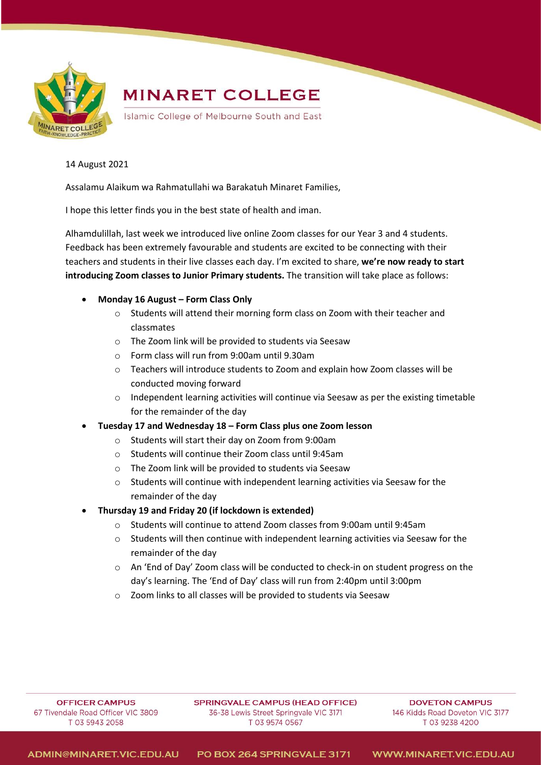# MINARET COLLEGE

Islamic College of Melbourne South and East

14 August 2021

Assalamu Alaikum wa Rahmatullahi wa Barakatuh Minaret Families,

I hope this letter finds you in the best state of health and iman.

Alhamdulillah, last week we introduced live online Zoom classes for our Year 3 and 4 students. Feedback has been extremely favourable and students are excited to be connecting with their teachers and students in their live classes each day. I'm excited to share, **we're now ready to start introducing Zoom classes to Junior Primary students.** The transition will take place as follows:

- **Monday 16 August – Form Class Only**
  - Students will attend their morning form class on Zoom with their teacher and classmates
  - The Zoom link will be provided to students via Seesaw
  - Form class will run from 9:00am until 9.30am
  - Teachers will introduce students to Zoom and explain how Zoom classes will be conducted moving forward
  - Independent learning activities will continue via Seesaw as per the existing timetable for the remainder of the day
- **Tuesday 17 and Wednesday 18 – Form Class plus one Zoom lesson**
  - Students will start their day on Zoom from 9:00am
  - Students will continue their Zoom class until 9:45am
  - The Zoom link will be provided to students via Seesaw
  - Students will continue with independent learning activities via Seesaw for the remainder of the day
- **Thursday 19 and Friday 20 (if lockdown is extended)**
  - Students will continue to attend Zoom classes from 9:00am until 9:45am
  - Students will then continue with independent learning activities via Seesaw for the remainder of the day
  - An 'End of Day' Zoom class will be conducted to check-in on student progress on the day's learning. The 'End of Day' class will run from 2:40pm until 3:00pm
  - Zoom links to all classes will be provided to students via Seesaw

**OFFICER CAMPUS**
67 Tivendale Road Officer VIC 3809
T 03 5943 2058

**SPRINGVALE CAMPUS (HEAD OFFICE)**
36-38 Lewis Street Springvale VIC 3171
T 03 9574 0567

**DOVETON CAMPUS**
146 Kidds Road Doveton VIC 3177
T 03 9238 4200

ADMIN@MINARET.VIC.EDU.AU PO BOX 264 SPRINGVALE 3171 WWW.MINARET.VIC.EDU.AU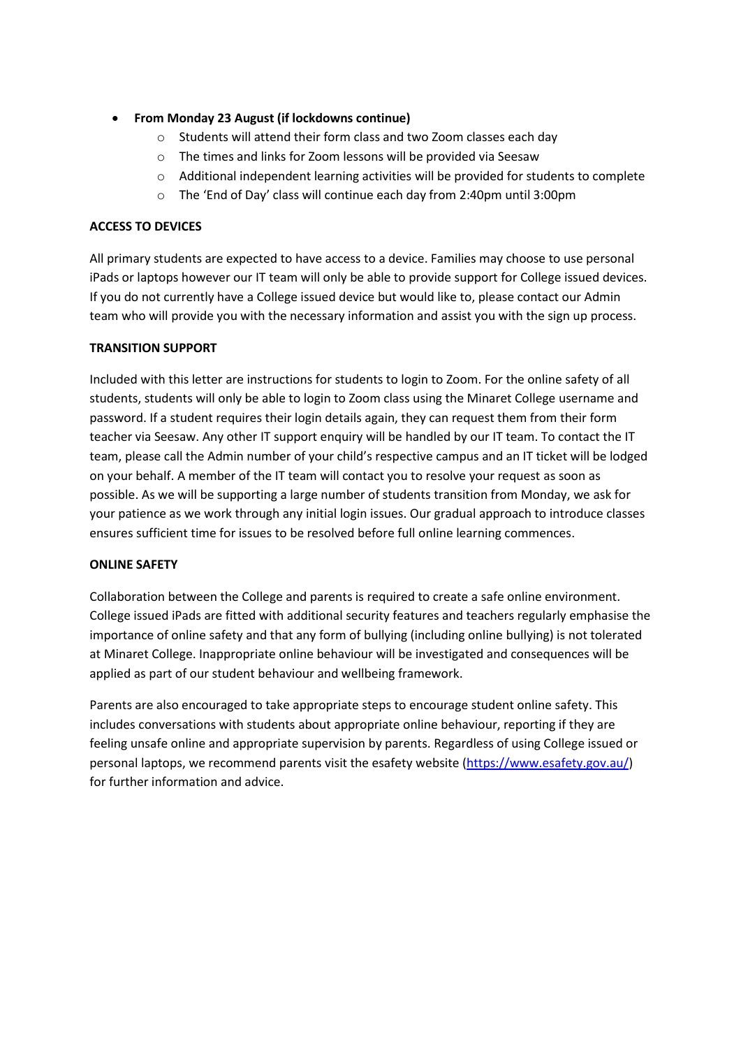- **From Monday 23 August (if lockdowns continue)**
  - Students will attend their form class and two Zoom classes each day
  - The times and links for Zoom lessons will be provided via Seesaw
  - Additional independent learning activities will be provided for students to complete
  - The 'End of Day' class will continue each day from 2:40pm until 3:00pm

**ACCESS TO DEVICES**

All primary students are expected to have access to a device. Families may choose to use personal iPads or laptops however our IT team will only be able to provide support for College issued devices. If you do not currently have a College issued device but would like to, please contact our Admin team who will provide you with the necessary information and assist you with the sign up process.

**TRANSITION SUPPORT**

Included with this letter are instructions for students to login to Zoom. For the online safety of all students, students will only be able to login to Zoom class using the Minaret College username and password. If a student requires their login details again, they can request them from their form teacher via Seesaw. Any other IT support enquiry will be handled by our IT team. To contact the IT team, please call the Admin number of your child's respective campus and an IT ticket will be lodged on your behalf. A member of the IT team will contact you to resolve your request as soon as possible. As we will be supporting a large number of students transition from Monday, we ask for your patience as we work through any initial login issues. Our gradual approach to introduce classes ensures sufficient time for issues to be resolved before full online learning commences.

**ONLINE SAFETY**

Collaboration between the College and parents is required to create a safe online environment. College issued iPads are fitted with additional security features and teachers regularly emphasise the importance of online safety and that any form of bullying (including online bullying) is not tolerated at Minaret College. Inappropriate online behaviour will be investigated and consequences will be applied as part of our student behaviour and wellbeing framework.

Parents are also encouraged to take appropriate steps to encourage student online safety. This includes conversations with students about appropriate online behaviour, reporting if they are feeling unsafe online and appropriate supervision by parents. Regardless of using College issued or personal laptops, we recommend parents visit the esafety website (https://www.esafety.gov.au/) for further information and advice.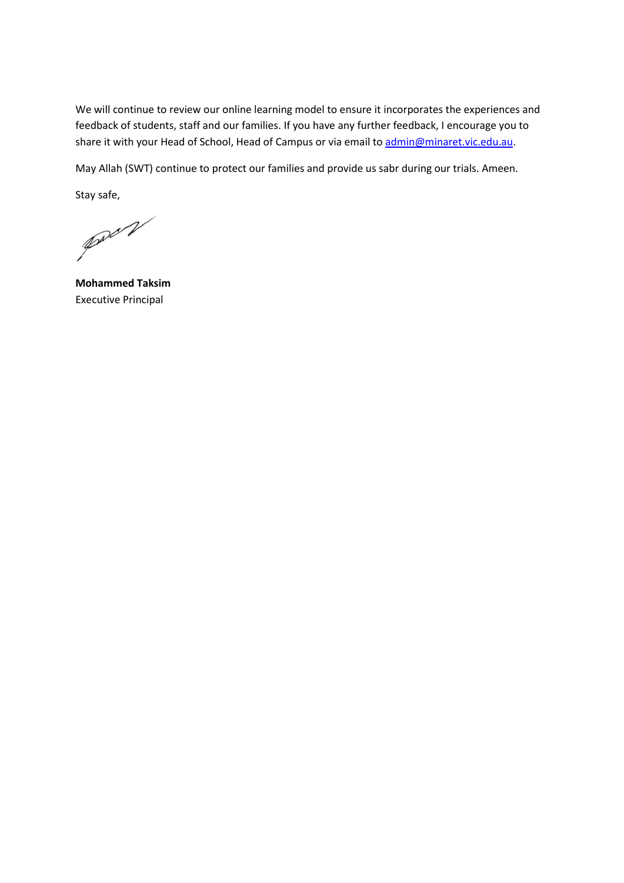We will continue to review our online learning model to ensure it incorporates the experiences and feedback of students, staff and our families. If you have any further feedback, I encourage you to share it with your Head of School, Head of Campus or via email to admin@minaret.vic.edu.au.

May Allah (SWT) continue to protect our families and provide us sabr during our trials. Ameen.

Stay safe,

**Mohammed Taksim**
Executive Principal